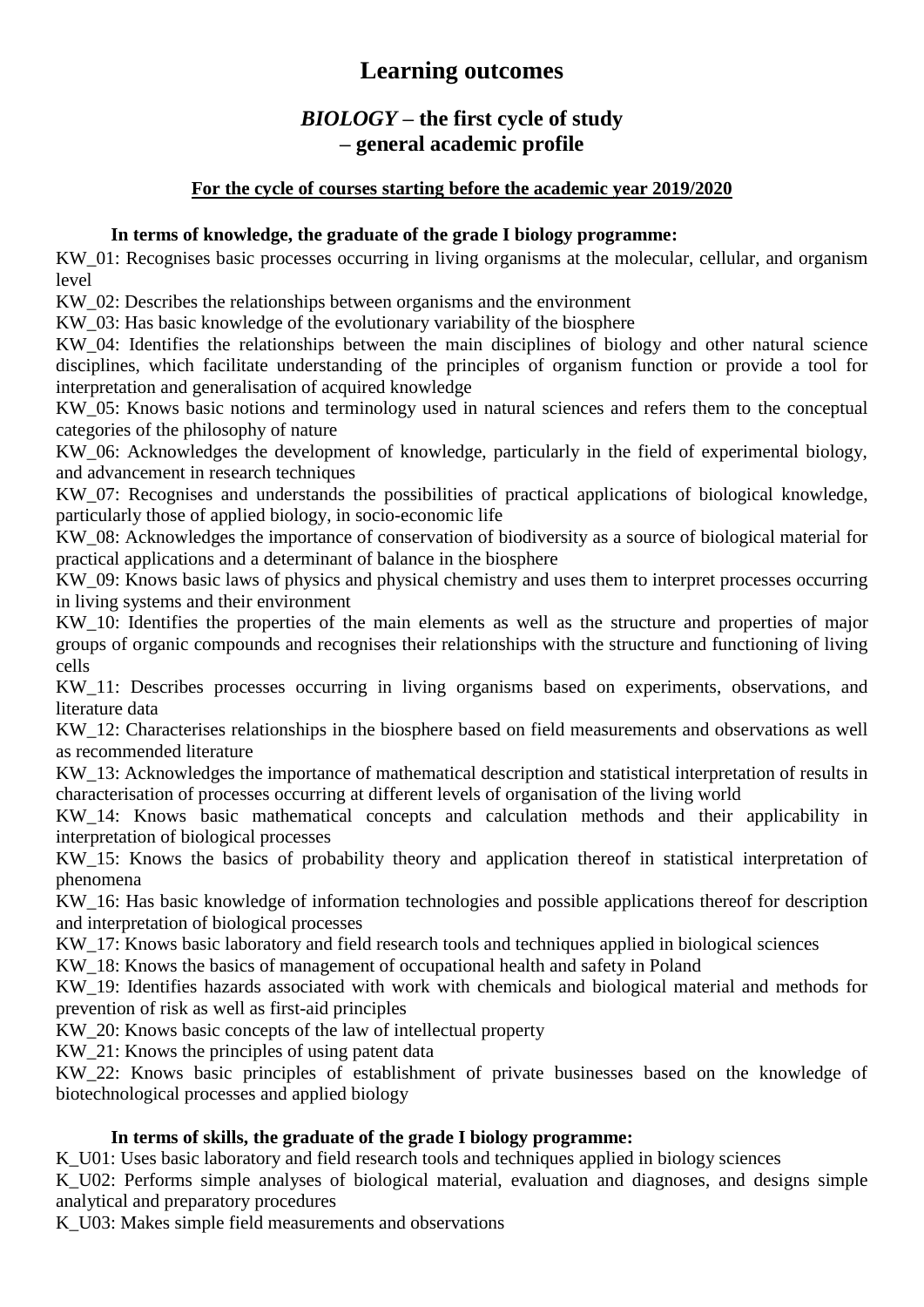# Learning outcomes

## *BIOLOGY* – the first cycle of study – general academic profile

**For the cycle of courses starting before the academic year 2019/2020**

**In terms of knowledge, the graduate of the grade I biology programme:**

KW_01: Recognises basic processes occurring in living organisms at the molecular, cellular, and organism level

KW_02: Describes the relationships between organisms and the environment

KW_03: Has basic knowledge of the evolutionary variability of the biosphere

KW_04: Identifies the relationships between the main disciplines of biology and other natural science disciplines, which facilitate understanding of the principles of organism function or provide a tool for interpretation and generalisation of acquired knowledge

KW_05: Knows basic notions and terminology used in natural sciences and refers them to the conceptual categories of the philosophy of nature

KW_06: Acknowledges the development of knowledge, particularly in the field of experimental biology, and advancement in research techniques

KW_07: Recognises and understands the possibilities of practical applications of biological knowledge, particularly those of applied biology, in socio-economic life

KW_08: Acknowledges the importance of conservation of biodiversity as a source of biological material for practical applications and a determinant of balance in the biosphere

KW_09: Knows basic laws of physics and physical chemistry and uses them to interpret processes occurring in living systems and their environment

KW_10: Identifies the properties of the main elements as well as the structure and properties of major groups of organic compounds and recognises their relationships with the structure and functioning of living cells

KW_11: Describes processes occurring in living organisms based on experiments, observations, and literature data

KW_12: Characterises relationships in the biosphere based on field measurements and observations as well as recommended literature

KW_13: Acknowledges the importance of mathematical description and statistical interpretation of results in characterisation of processes occurring at different levels of organisation of the living world

KW_14: Knows basic mathematical concepts and calculation methods and their applicability in interpretation of biological processes

KW_15: Knows the basics of probability theory and application thereof in statistical interpretation of phenomena

KW_16: Has basic knowledge of information technologies and possible applications thereof for description and interpretation of biological processes

KW_17: Knows basic laboratory and field research tools and techniques applied in biological sciences

KW_18: Knows the basics of management of occupational health and safety in Poland

KW_19: Identifies hazards associated with work with chemicals and biological material and methods for prevention of risk as well as first-aid principles

KW_20: Knows basic concepts of the law of intellectual property

KW_21: Knows the principles of using patent data

KW_22: Knows basic principles of establishment of private businesses based on the knowledge of biotechnological processes and applied biology

**In terms of skills, the graduate of the grade I biology programme:**

K_U01: Uses basic laboratory and field research tools and techniques applied in biology sciences

K_U02: Performs simple analyses of biological material, evaluation and diagnoses, and designs simple analytical and preparatory procedures

K_U03: Makes simple field measurements and observations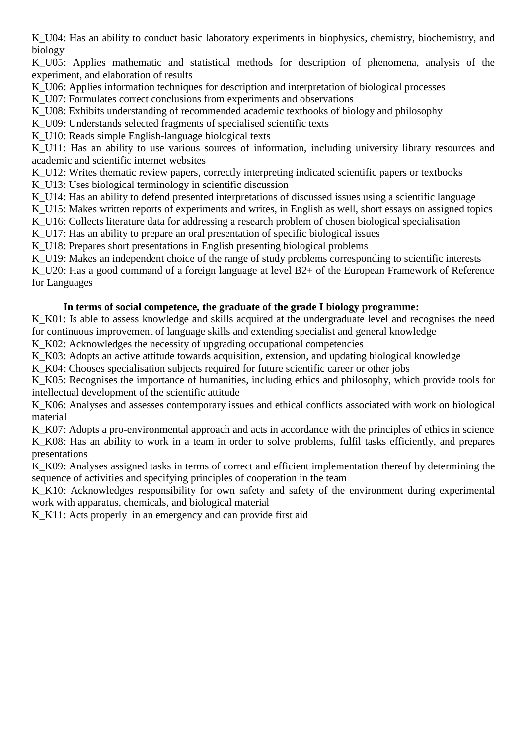K_U04: Has an ability to conduct basic laboratory experiments in biophysics, chemistry, biochemistry, and biology

K_U05: Applies mathematic and statistical methods for description of phenomena, analysis of the experiment, and elaboration of results

K_U06: Applies information techniques for description and interpretation of biological processes

K_U07: Formulates correct conclusions from experiments and observations

K_U08: Exhibits understanding of recommended academic textbooks of biology and philosophy

K_U09: Understands selected fragments of specialised scientific texts

K_U10: Reads simple English-language biological texts

K_U11: Has an ability to use various sources of information, including university library resources and academic and scientific internet websites

K_U12: Writes thematic review papers, correctly interpreting indicated scientific papers or textbooks

K_U13: Uses biological terminology in scientific discussion

K_U14: Has an ability to defend presented interpretations of discussed issues using a scientific language

K_U15: Makes written reports of experiments and writes, in English as well, short essays on assigned topics

K_U16: Collects literature data for addressing a research problem of chosen biological specialisation

K_U17: Has an ability to prepare an oral presentation of specific biological issues

K_U18: Prepares short presentations in English presenting biological problems

K_U19: Makes an independent choice of the range of study problems corresponding to scientific interests

K_U20: Has a good command of a foreign language at level B2+ of the European Framework of Reference for Languages

**In terms of social competence, the graduate of the grade I biology programme:**

K_K01: Is able to assess knowledge and skills acquired at the undergraduate level and recognises the need for continuous improvement of language skills and extending specialist and general knowledge

K_K02: Acknowledges the necessity of upgrading occupational competencies

K_K03: Adopts an active attitude towards acquisition, extension, and updating biological knowledge

K_K04: Chooses specialisation subjects required for future scientific career or other jobs

K_K05: Recognises the importance of humanities, including ethics and philosophy, which provide tools for intellectual development of the scientific attitude

K_K06: Analyses and assesses contemporary issues and ethical conflicts associated with work on biological material

K_K07: Adopts a pro-environmental approach and acts in accordance with the principles of ethics in science

K_K08: Has an ability to work in a team in order to solve problems, fulfil tasks efficiently, and prepares presentations

K_K09: Analyses assigned tasks in terms of correct and efficient implementation thereof by determining the sequence of activities and specifying principles of cooperation in the team

K_K10: Acknowledges responsibility for own safety and safety of the environment during experimental work with apparatus, chemicals, and biological material

K_K11: Acts properly in an emergency and can provide first aid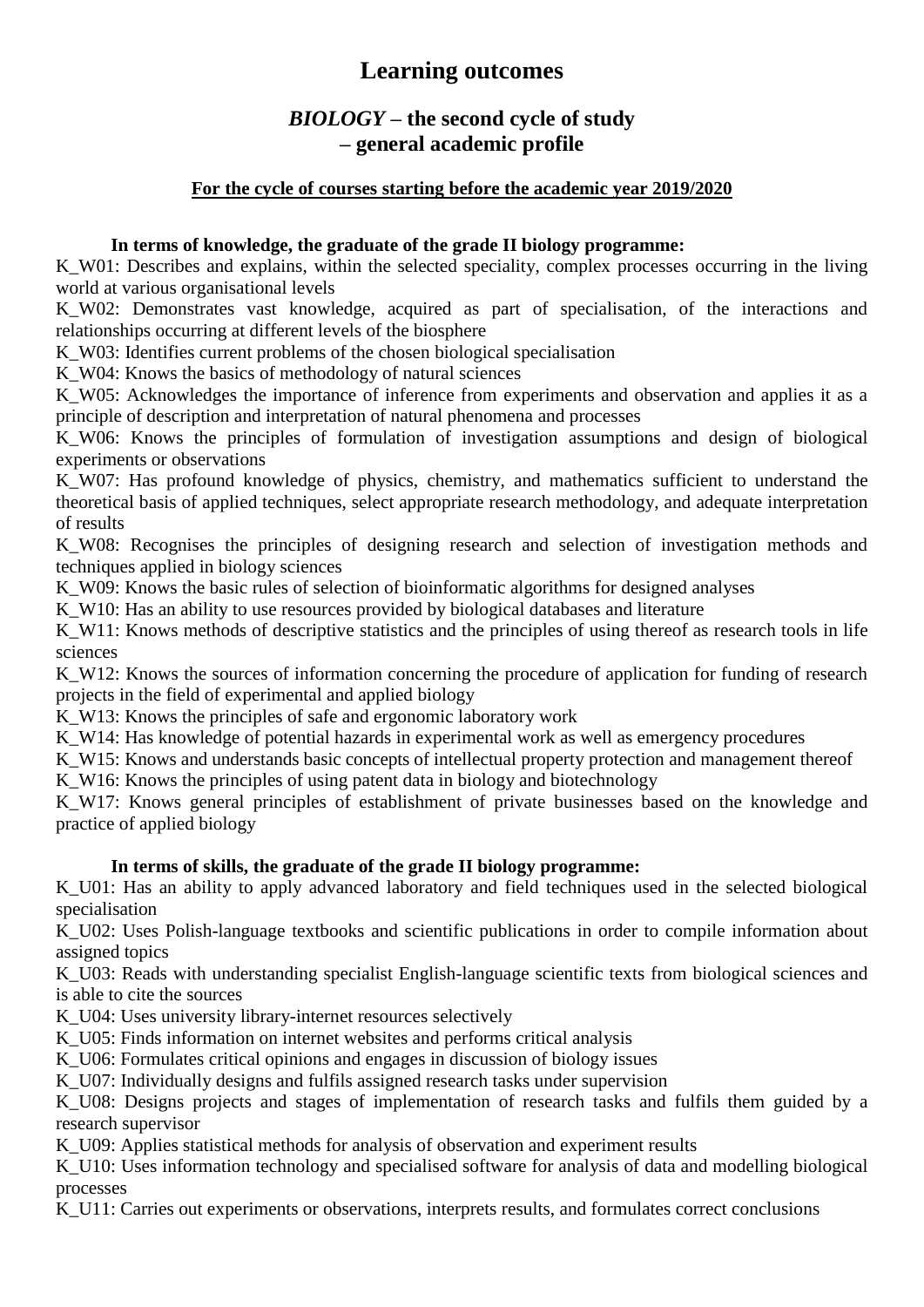# Learning outcomes

## *BIOLOGY* – the second cycle of study – general academic profile

**For the cycle of courses starting before the academic year 2019/2020**

**In terms of knowledge, the graduate of the grade II biology programme:**

K_W01: Describes and explains, within the selected speciality, complex processes occurring in the living world at various organisational levels

K_W02: Demonstrates vast knowledge, acquired as part of specialisation, of the interactions and relationships occurring at different levels of the biosphere

K_W03: Identifies current problems of the chosen biological specialisation

K_W04: Knows the basics of methodology of natural sciences

K_W05: Acknowledges the importance of inference from experiments and observation and applies it as a principle of description and interpretation of natural phenomena and processes

K_W06: Knows the principles of formulation of investigation assumptions and design of biological experiments or observations

K_W07: Has profound knowledge of physics, chemistry, and mathematics sufficient to understand the theoretical basis of applied techniques, select appropriate research methodology, and adequate interpretation of results

K_W08: Recognises the principles of designing research and selection of investigation methods and techniques applied in biology sciences

K_W09: Knows the basic rules of selection of bioinformatic algorithms for designed analyses

K_W10: Has an ability to use resources provided by biological databases and literature

K_W11: Knows methods of descriptive statistics and the principles of using thereof as research tools in life sciences

K_W12: Knows the sources of information concerning the procedure of application for funding of research projects in the field of experimental and applied biology

K_W13: Knows the principles of safe and ergonomic laboratory work

K_W14: Has knowledge of potential hazards in experimental work as well as emergency procedures

K_W15: Knows and understands basic concepts of intellectual property protection and management thereof

K_W16: Knows the principles of using patent data in biology and biotechnology

K_W17: Knows general principles of establishment of private businesses based on the knowledge and practice of applied biology

**In terms of skills, the graduate of the grade II biology programme:**

K_U01: Has an ability to apply advanced laboratory and field techniques used in the selected biological specialisation

K_U02: Uses Polish-language textbooks and scientific publications in order to compile information about assigned topics

K_U03: Reads with understanding specialist English-language scientific texts from biological sciences and is able to cite the sources

K_U04: Uses university library-internet resources selectively

K_U05: Finds information on internet websites and performs critical analysis

K_U06: Formulates critical opinions and engages in discussion of biology issues

K_U07: Individually designs and fulfils assigned research tasks under supervision

K_U08: Designs projects and stages of implementation of research tasks and fulfils them guided by a research supervisor

K_U09: Applies statistical methods for analysis of observation and experiment results

K_U10: Uses information technology and specialised software for analysis of data and modelling biological processes

K_U11: Carries out experiments or observations, interprets results, and formulates correct conclusions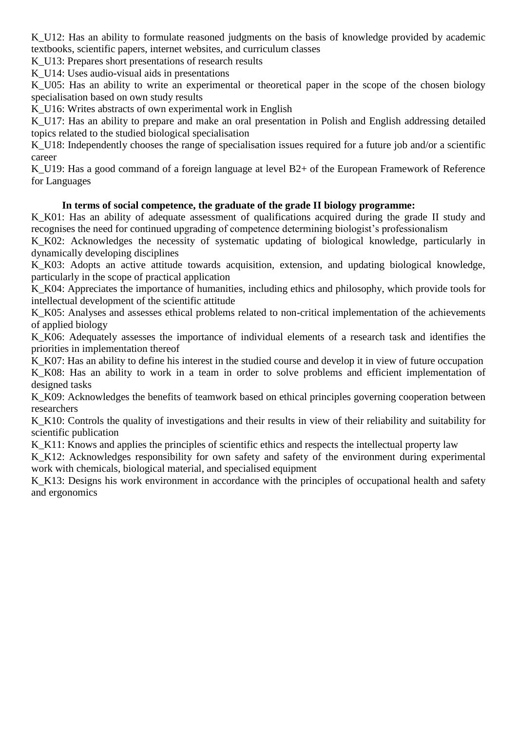K_U12: Has an ability to formulate reasoned judgments on the basis of knowledge provided by academic textbooks, scientific papers, internet websites, and curriculum classes

K_U13: Prepares short presentations of research results

K_U14: Uses audio-visual aids in presentations

K_U05: Has an ability to write an experimental or theoretical paper in the scope of the chosen biology specialisation based on own study results

K_U16: Writes abstracts of own experimental work in English

K_U17: Has an ability to prepare and make an oral presentation in Polish and English addressing detailed topics related to the studied biological specialisation

K_U18: Independently chooses the range of specialisation issues required for a future job and/or a scientific career

K_U19: Has a good command of a foreign language at level B2+ of the European Framework of Reference for Languages

**In terms of social competence, the graduate of the grade II biology programme:**

K_K01: Has an ability of adequate assessment of qualifications acquired during the grade II study and recognises the need for continued upgrading of competence determining biologist's professionalism

K_K02: Acknowledges the necessity of systematic updating of biological knowledge, particularly in dynamically developing disciplines

K_K03: Adopts an active attitude towards acquisition, extension, and updating biological knowledge, particularly in the scope of practical application

K_K04: Appreciates the importance of humanities, including ethics and philosophy, which provide tools for intellectual development of the scientific attitude

K_K05: Analyses and assesses ethical problems related to non-critical implementation of the achievements of applied biology

K_K06: Adequately assesses the importance of individual elements of a research task and identifies the priorities in implementation thereof

K_K07: Has an ability to define his interest in the studied course and develop it in view of future occupation

K_K08: Has an ability to work in a team in order to solve problems and efficient implementation of designed tasks

K_K09: Acknowledges the benefits of teamwork based on ethical principles governing cooperation between researchers

K_K10: Controls the quality of investigations and their results in view of their reliability and suitability for scientific publication

K_K11: Knows and applies the principles of scientific ethics and respects the intellectual property law

K_K12: Acknowledges responsibility for own safety and safety of the environment during experimental work with chemicals, biological material, and specialised equipment

K_K13: Designs his work environment in accordance with the principles of occupational health and safety and ergonomics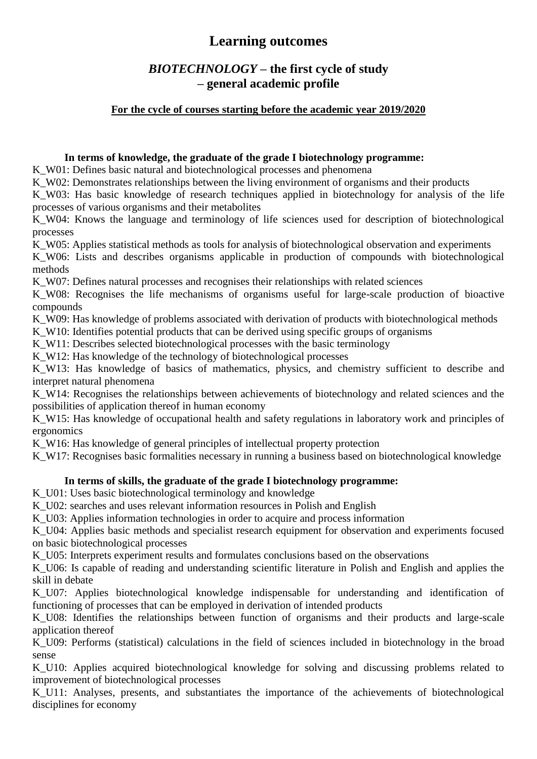# Learning outcomes

## *BIOTECHNOLOGY* – the first cycle of study – general academic profile

**For the cycle of courses starting before the academic year 2019/2020**

**In terms of knowledge, the graduate of the grade I biotechnology programme:**

K_W01: Defines basic natural and biotechnological processes and phenomena

K_W02: Demonstrates relationships between the living environment of organisms and their products

K_W03: Has basic knowledge of research techniques applied in biotechnology for analysis of the life processes of various organisms and their metabolites

K_W04: Knows the language and terminology of life sciences used for description of biotechnological processes

K_W05: Applies statistical methods as tools for analysis of biotechnological observation and experiments

K_W06: Lists and describes organisms applicable in production of compounds with biotechnological methods

K_W07: Defines natural processes and recognises their relationships with related sciences

K_W08: Recognises the life mechanisms of organisms useful for large-scale production of bioactive compounds

K_W09: Has knowledge of problems associated with derivation of products with biotechnological methods

K_W10: Identifies potential products that can be derived using specific groups of organisms

K_W11: Describes selected biotechnological processes with the basic terminology

K_W12: Has knowledge of the technology of biotechnological processes

K_W13: Has knowledge of basics of mathematics, physics, and chemistry sufficient to describe and interpret natural phenomena

K_W14: Recognises the relationships between achievements of biotechnology and related sciences and the possibilities of application thereof in human economy

K_W15: Has knowledge of occupational health and safety regulations in laboratory work and principles of ergonomics

K_W16: Has knowledge of general principles of intellectual property protection

K_W17: Recognises basic formalities necessary in running a business based on biotechnological knowledge

**In terms of skills, the graduate of the grade I biotechnology programme:**

K_U01: Uses basic biotechnological terminology and knowledge

K_U02: searches and uses relevant information resources in Polish and English

K_U03: Applies information technologies in order to acquire and process information

K_U04: Applies basic methods and specialist research equipment for observation and experiments focused on basic biotechnological processes

K_U05: Interprets experiment results and formulates conclusions based on the observations

K_U06: Is capable of reading and understanding scientific literature in Polish and English and applies the skill in debate

K_U07: Applies biotechnological knowledge indispensable for understanding and identification of functioning of processes that can be employed in derivation of intended products

K_U08: Identifies the relationships between function of organisms and their products and large-scale application thereof

K_U09: Performs (statistical) calculations in the field of sciences included in biotechnology in the broad sense

K_U10: Applies acquired biotechnological knowledge for solving and discussing problems related to improvement of biotechnological processes

K_U11: Analyses, presents, and substantiates the importance of the achievements of biotechnological disciplines for economy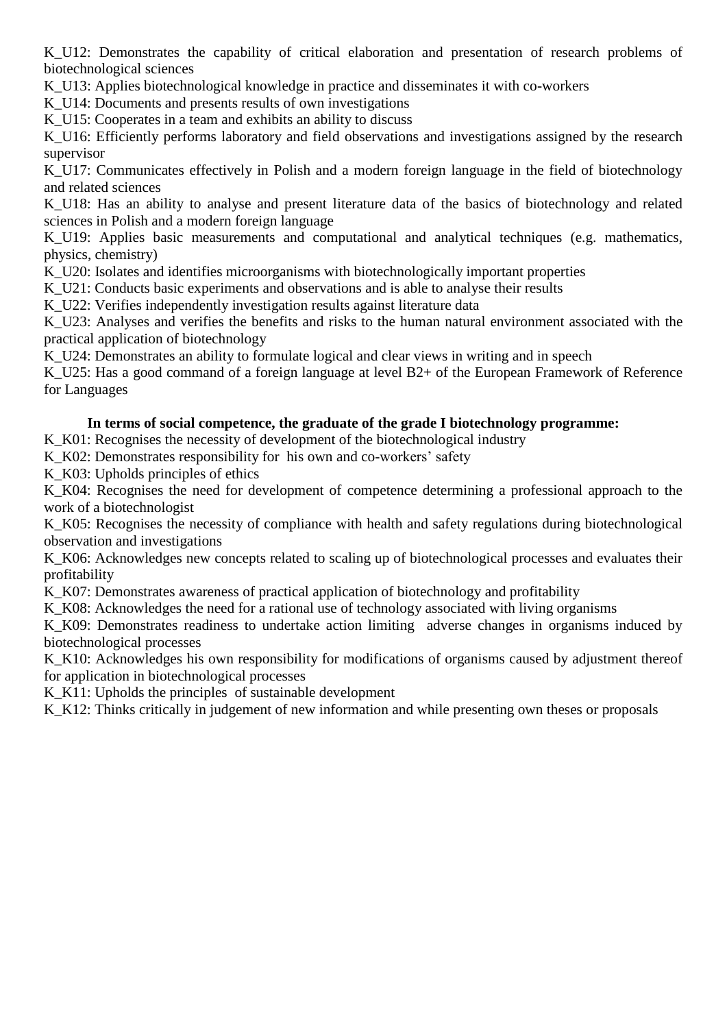K_U12: Demonstrates the capability of critical elaboration and presentation of research problems of biotechnological sciences

K_U13: Applies biotechnological knowledge in practice and disseminates it with co-workers

K_U14: Documents and presents results of own investigations

K_U15: Cooperates in a team and exhibits an ability to discuss

K_U16: Efficiently performs laboratory and field observations and investigations assigned by the research supervisor

K_U17: Communicates effectively in Polish and a modern foreign language in the field of biotechnology and related sciences

K_U18: Has an ability to analyse and present literature data of the basics of biotechnology and related sciences in Polish and a modern foreign language

K_U19: Applies basic measurements and computational and analytical techniques (e.g. mathematics, physics, chemistry)

K_U20: Isolates and identifies microorganisms with biotechnologically important properties

K_U21: Conducts basic experiments and observations and is able to analyse their results

K_U22: Verifies independently investigation results against literature data

K_U23: Analyses and verifies the benefits and risks to the human natural environment associated with the practical application of biotechnology

K_U24: Demonstrates an ability to formulate logical and clear views in writing and in speech

K_U25: Has a good command of a foreign language at level B2+ of the European Framework of Reference for Languages

**In terms of social competence, the graduate of the grade I biotechnology programme:**

K_K01: Recognises the necessity of development of the biotechnological industry

K_K02: Demonstrates responsibility for his own and co-workers' safety

K_K03: Upholds principles of ethics

K_K04: Recognises the need for development of competence determining a professional approach to the work of a biotechnologist

K_K05: Recognises the necessity of compliance with health and safety regulations during biotechnological observation and investigations

K_K06: Acknowledges new concepts related to scaling up of biotechnological processes and evaluates their profitability

K_K07: Demonstrates awareness of practical application of biotechnology and profitability

K_K08: Acknowledges the need for a rational use of technology associated with living organisms

K_K09: Demonstrates readiness to undertake action limiting adverse changes in organisms induced by biotechnological processes

K_K10: Acknowledges his own responsibility for modifications of organisms caused by adjustment thereof for application in biotechnological processes

K_K11: Upholds the principles of sustainable development

K_K12: Thinks critically in judgement of new information and while presenting own theses or proposals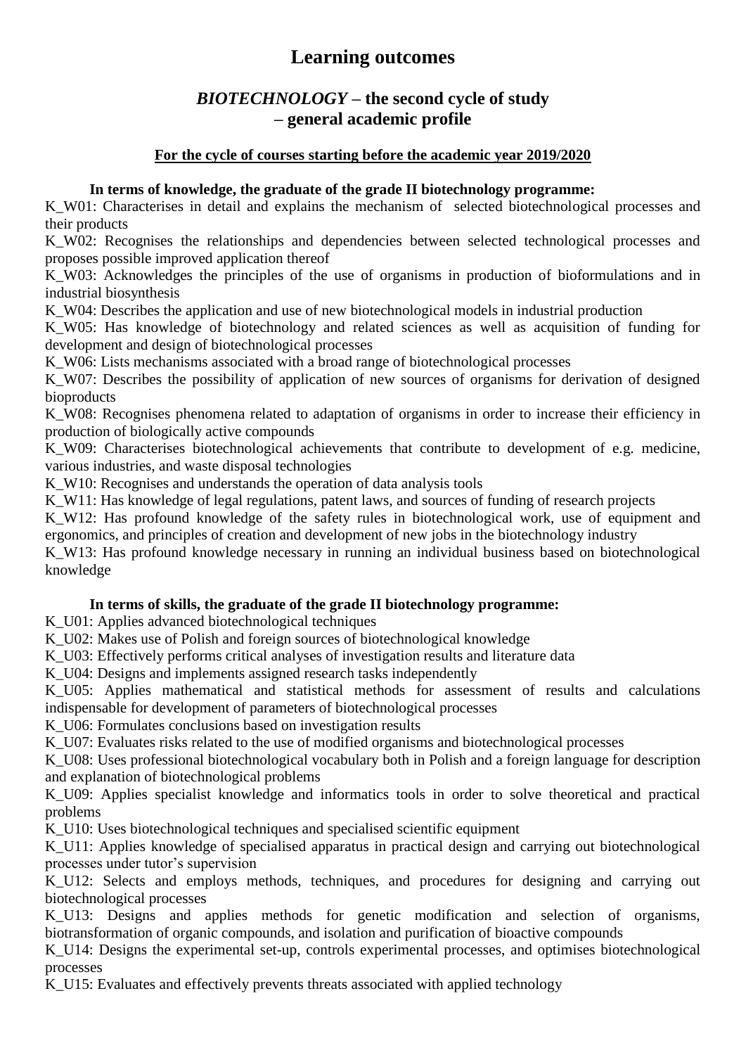# Learning outcomes

## *BIOTECHNOLOGY* – the second cycle of study – general academic profile

**For the cycle of courses starting before the academic year 2019/2020**

**In terms of knowledge, the graduate of the grade II biotechnology programme:**

K_W01: Characterises in detail and explains the mechanism of selected biotechnological processes and their products

K_W02: Recognises the relationships and dependencies between selected technological processes and proposes possible improved application thereof

K_W03: Acknowledges the principles of the use of organisms in production of bioformulations and in industrial biosynthesis

K_W04: Describes the application and use of new biotechnological models in industrial production

K_W05: Has knowledge of biotechnology and related sciences as well as acquisition of funding for development and design of biotechnological processes

K_W06: Lists mechanisms associated with a broad range of biotechnological processes

K_W07: Describes the possibility of application of new sources of organisms for derivation of designed bioproducts

K_W08: Recognises phenomena related to adaptation of organisms in order to increase their efficiency in production of biologically active compounds

K_W09: Characterises biotechnological achievements that contribute to development of e.g. medicine, various industries, and waste disposal technologies

K_W10: Recognises and understands the operation of data analysis tools

K_W11: Has knowledge of legal regulations, patent laws, and sources of funding of research projects

K_W12: Has profound knowledge of the safety rules in biotechnological work, use of equipment and ergonomics, and principles of creation and development of new jobs in the biotechnology industry

K_W13: Has profound knowledge necessary in running an individual business based on biotechnological knowledge

**In terms of skills, the graduate of the grade II biotechnology programme:**

K_U01: Applies advanced biotechnological techniques

K_U02: Makes use of Polish and foreign sources of biotechnological knowledge

K_U03: Effectively performs critical analyses of investigation results and literature data

K_U04: Designs and implements assigned research tasks independently

K_U05: Applies mathematical and statistical methods for assessment of results and calculations indispensable for development of parameters of biotechnological processes

K_U06: Formulates conclusions based on investigation results

K_U07: Evaluates risks related to the use of modified organisms and biotechnological processes

K_U08: Uses professional biotechnological vocabulary both in Polish and a foreign language for description and explanation of biotechnological problems

K_U09: Applies specialist knowledge and informatics tools in order to solve theoretical and practical problems

K_U10: Uses biotechnological techniques and specialised scientific equipment

K_U11: Applies knowledge of specialised apparatus in practical design and carrying out biotechnological processes under tutor's supervision

K_U12: Selects and employs methods, techniques, and procedures for designing and carrying out biotechnological processes

K_U13: Designs and applies methods for genetic modification and selection of organisms, biotransformation of organic compounds, and isolation and purification of bioactive compounds

K_U14: Designs the experimental set-up, controls experimental processes, and optimises biotechnological processes

K_U15: Evaluates and effectively prevents threats associated with applied technology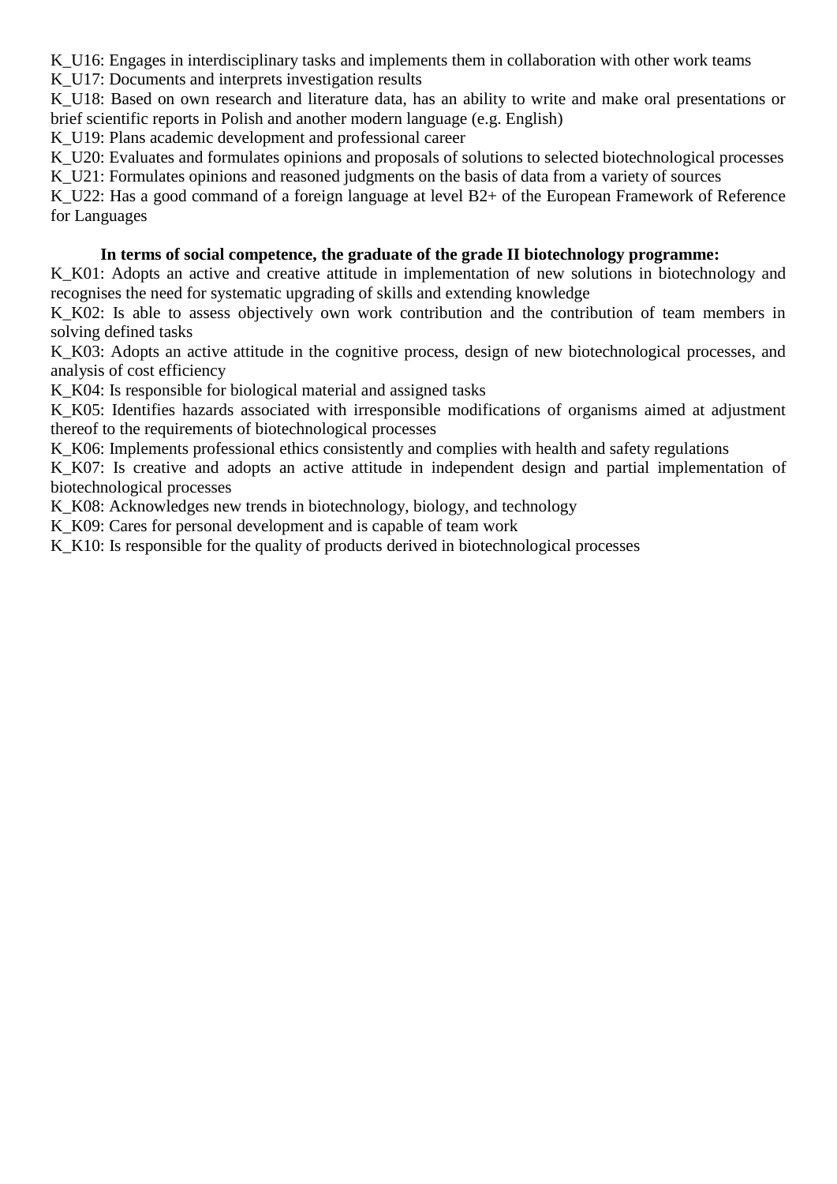K_U16: Engages in interdisciplinary tasks and implements them in collaboration with other work teams

K_U17: Documents and interprets investigation results

K_U18: Based on own research and literature data, has an ability to write and make oral presentations or brief scientific reports in Polish and another modern language (e.g. English)

K_U19: Plans academic development and professional career

K_U20: Evaluates and formulates opinions and proposals of solutions to selected biotechnological processes

K_U21: Formulates opinions and reasoned judgments on the basis of data from a variety of sources

K_U22: Has a good command of a foreign language at level B2+ of the European Framework of Reference for Languages

**In terms of social competence, the graduate of the grade II biotechnology programme:**

K_K01: Adopts an active and creative attitude in implementation of new solutions in biotechnology and recognises the need for systematic upgrading of skills and extending knowledge

K_K02: Is able to assess objectively own work contribution and the contribution of team members in solving defined tasks

K_K03: Adopts an active attitude in the cognitive process, design of new biotechnological processes, and analysis of cost efficiency

K_K04: Is responsible for biological material and assigned tasks

K_K05: Identifies hazards associated with irresponsible modifications of organisms aimed at adjustment thereof to the requirements of biotechnological processes

K_K06: Implements professional ethics consistently and complies with health and safety regulations

K_K07: Is creative and adopts an active attitude in independent design and partial implementation of biotechnological processes

K_K08: Acknowledges new trends in biotechnology, biology, and technology

K_K09: Cares for personal development and is capable of team work

K_K10: Is responsible for the quality of products derived in biotechnological processes